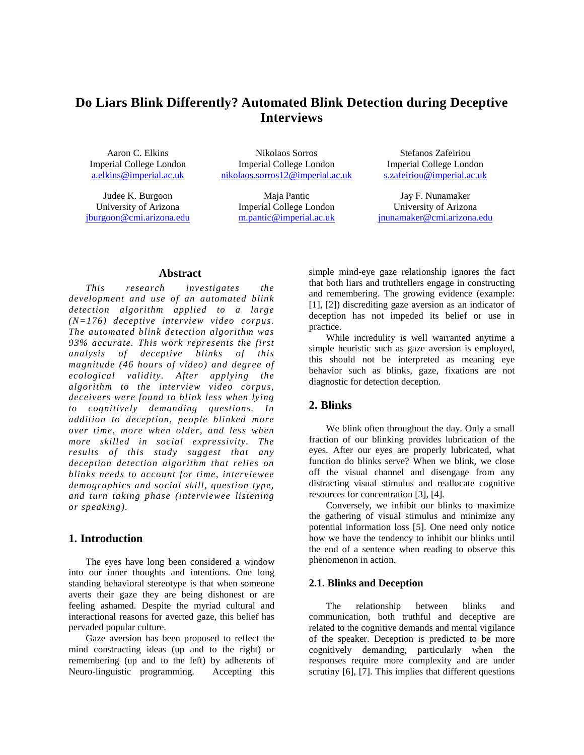# Do Liars Blink Differently? Automated Blink Detection during Deceptive Interviews

Aaron C. Elkins
Imperial College London
a.elkins@imperial.ac.uk

Nikolaos Sorros
Imperial College London
nikolaos.sorros12@imperial.ac.uk

Stefanos Zafeiriou
Imperial College London
s.zafeiriou@imperial.ac.uk

Judee K. Burgoon
University of Arizona
jburgoon@cmi.arizona.edu

Maja Pantic
Imperial College London
m.pantic@imperial.ac.uk

Jay F. Nunamaker
University of Arizona
jnunamaker@cmi.arizona.edu

## Abstract

*This research investigates the development and use of an automated blink detection algorithm applied to a large (N=176) deceptive interview video corpus. The automated blink detection algorithm was 93% accurate. This work represents the first analysis of deceptive blinks of this magnitude (46 hours of video) and degree of ecological validity. After applying the algorithm to the interview video corpus, deceivers were found to blink less when lying to cognitively demanding questions. In addition to deception, people blinked more over time, more when older, and less when more skilled in social expressivity. The results of this study suggest that any deception detection algorithm that relies on blinks needs to account for time, interviewee demographics and social skill, question type, and turn taking phase (interviewee listening or speaking).*

## 1. Introduction

The eyes have long been considered a window into our inner thoughts and intentions. One long standing behavioral stereotype is that when someone averts their gaze they are being dishonest or are feeling ashamed. Despite the myriad cultural and interactional reasons for averted gaze, this belief has pervaded popular culture.

Gaze aversion has been proposed to reflect the mind constructing ideas (up and to the right) or remembering (up and to the left) by adherents of Neuro-linguistic programming. Accepting this simple mind-eye gaze relationship ignores the fact that both liars and truthtellers engage in constructing and remembering. The growing evidence (example: [1], [2]) discrediting gaze aversion as an indicator of deception has not impeded its belief or use in practice.

While incredulity is well warranted anytime a simple heuristic such as gaze aversion is employed, this should not be interpreted as meaning eye behavior such as blinks, gaze, fixations are not diagnostic for detection deception.

## 2. Blinks

We blink often throughout the day. Only a small fraction of our blinking provides lubrication of the eyes. After our eyes are properly lubricated, what function do blinks serve? When we blink, we close off the visual channel and disengage from any distracting visual stimulus and reallocate cognitive resources for concentration [3], [4].

Conversely, we inhibit our blinks to maximize the gathering of visual stimulus and minimize any potential information loss [5]. One need only notice how we have the tendency to inhibit our blinks until the end of a sentence when reading to observe this phenomenon in action.

### 2.1. Blinks and Deception

The relationship between blinks and communication, both truthful and deceptive are related to the cognitive demands and mental vigilance of the speaker. Deception is predicted to be more cognitively demanding, particularly when the responses require more complexity and are under scrutiny [6], [7]. This implies that different questions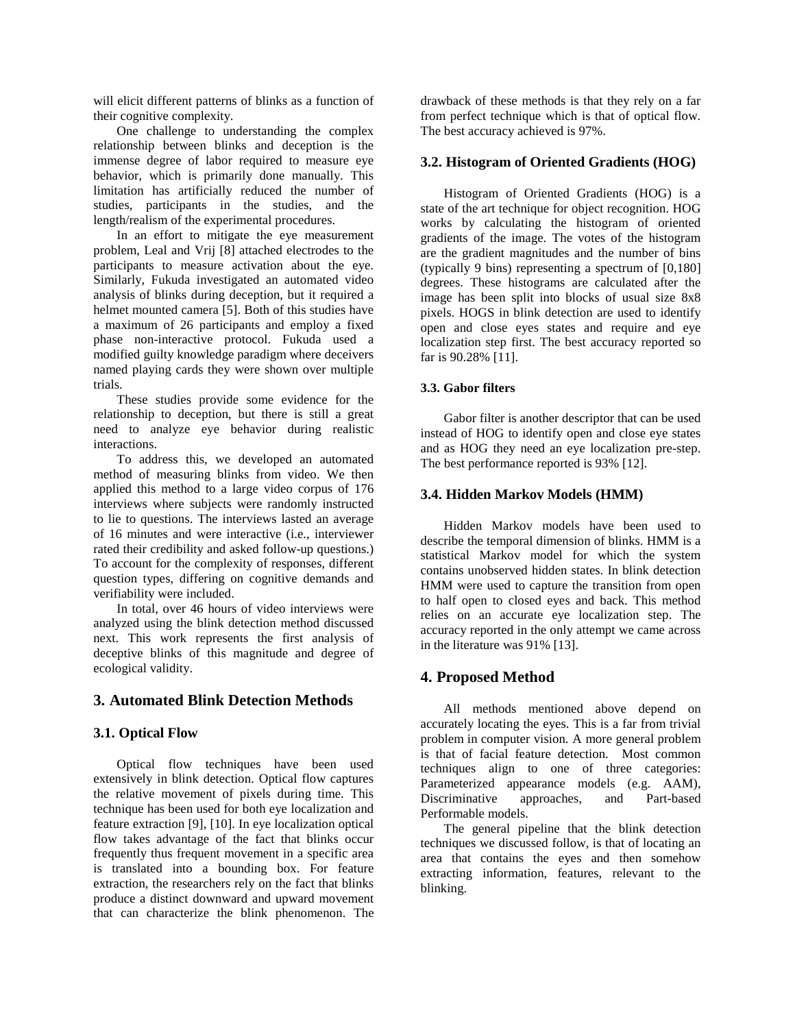will elicit different patterns of blinks as a function of their cognitive complexity.

One challenge to understanding the complex relationship between blinks and deception is the immense degree of labor required to measure eye behavior, which is primarily done manually. This limitation has artificially reduced the number of studies, participants in the studies, and the length/realism of the experimental procedures.

In an effort to mitigate the eye measurement problem, Leal and Vrij [8] attached electrodes to the participants to measure activation about the eye. Similarly, Fukuda investigated an automated video analysis of blinks during deception, but it required a helmet mounted camera [5]. Both of this studies have a maximum of 26 participants and employ a fixed phase non-interactive protocol. Fukuda used a modified guilty knowledge paradigm where deceivers named playing cards they were shown over multiple trials.

These studies provide some evidence for the relationship to deception, but there is still a great need to analyze eye behavior during realistic interactions.

To address this, we developed an automated method of measuring blinks from video. We then applied this method to a large video corpus of 176 interviews where subjects were randomly instructed to lie to questions. The interviews lasted an average of 16 minutes and were interactive (i.e., interviewer rated their credibility and asked follow-up questions.) To account for the complexity of responses, different question types, differing on cognitive demands and verifiability were included.

In total, over 46 hours of video interviews were analyzed using the blink detection method discussed next. This work represents the first analysis of deceptive blinks of this magnitude and degree of ecological validity.

## 3. Automated Blink Detection Methods

### 3.1. Optical Flow

Optical flow techniques have been used extensively in blink detection. Optical flow captures the relative movement of pixels during time. This technique has been used for both eye localization and feature extraction [9], [10]. In eye localization optical flow takes advantage of the fact that blinks occur frequently thus frequent movement in a specific area is translated into a bounding box. For feature extraction, the researchers rely on the fact that blinks produce a distinct downward and upward movement that can characterize the blink phenomenon. The drawback of these methods is that they rely on a far from perfect technique which is that of optical flow. The best accuracy achieved is 97%.

### 3.2. Histogram of Oriented Gradients (HOG)

Histogram of Oriented Gradients (HOG) is a state of the art technique for object recognition. HOG works by calculating the histogram of oriented gradients of the image. The votes of the histogram are the gradient magnitudes and the number of bins (typically 9 bins) representing a spectrum of [0,180] degrees. These histograms are calculated after the image has been split into blocks of usual size 8x8 pixels. HOGS in blink detection are used to identify open and close eyes states and require and eye localization step first. The best accuracy reported so far is 90.28% [11].

#### 3.3. Gabor filters

Gabor filter is another descriptor that can be used instead of HOG to identify open and close eye states and as HOG they need an eye localization pre-step. The best performance reported is 93% [12].

### 3.4. Hidden Markov Models (HMM)

Hidden Markov models have been used to describe the temporal dimension of blinks. HMM is a statistical Markov model for which the system contains unobserved hidden states. In blink detection HMM were used to capture the transition from open to half open to closed eyes and back. This method relies on an accurate eye localization step. The accuracy reported in the only attempt we came across in the literature was 91% [13].

## 4. Proposed Method

All methods mentioned above depend on accurately locating the eyes. This is a far from trivial problem in computer vision. A more general problem is that of facial feature detection. Most common techniques align to one of three categories: Parameterized appearance models (e.g. AAM), Discriminative approaches, and Part-based Performable models.

The general pipeline that the blink detection techniques we discussed follow, is that of locating an area that contains the eyes and then somehow extracting information, features, relevant to the blinking.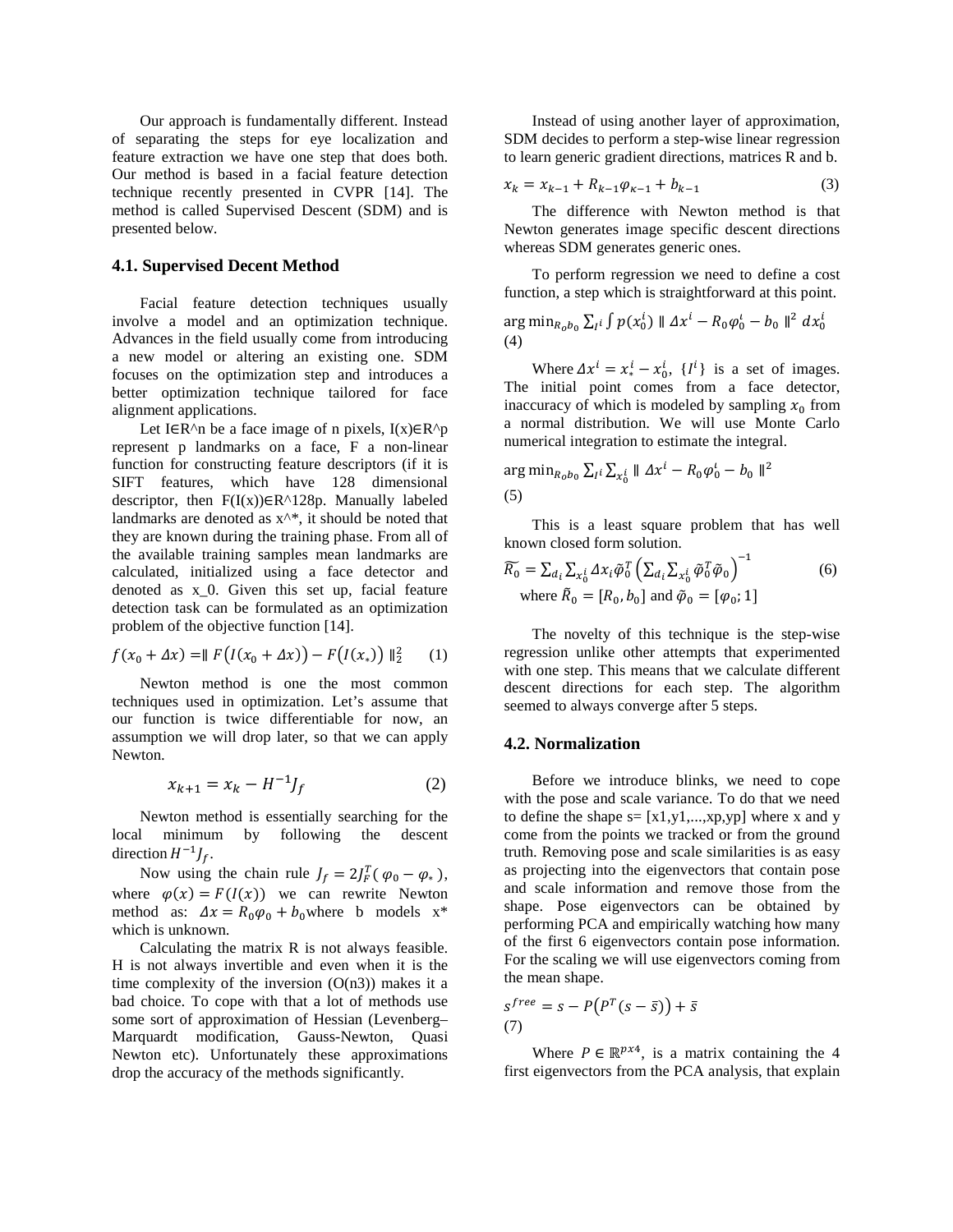Our approach is fundamentally different. Instead of separating the steps for eye localization and feature extraction we have one step that does both. Our method is based in a facial feature detection technique recently presented in CVPR [14]. The method is called Supervised Descent (SDM) and is presented below.

### 4.1. Supervised Decent Method

Facial feature detection techniques usually involve a model and an optimization technique. Advances in the field usually come from introducing a new model or altering an existing one. SDM focuses on the optimization step and introduces a better optimization technique tailored for face alignment applications.

Let I∈R^n be a face image of n pixels, I(x)∈R^p represent p landmarks on a face, F a non-linear function for constructing feature descriptors (if it is SIFT features, which have 128 dimensional descriptor, then F(I(x))∈R^128p. Manually labeled landmarks are denoted as x^*, it should be noted that they are known during the training phase. From all of the available training samples mean landmarks are calculated, initialized using a face detector and denoted as x_0. Given this set up, facial feature detection task can be formulated as an optimization problem of the objective function [14].

$$f(x_0 + \Delta x) = \| F\big(I(x_0 + \Delta x)\big) - F\big(I(x_*)\big) \|_2^2 \qquad (1)$$

Newton method is one the most common techniques used in optimization. Let's assume that our function is twice differentiable for now, an assumption we will drop later, so that we can apply Newton.

$$x_{k+1} = x_k - H^{-1} J_f \qquad (2)$$

Newton method is essentially searching for the local minimum by following the descent direction $H^{-1}J_f$.

Now using the chain rule $J_f = 2J_F^T(\varphi_0 - \varphi_*)$, where $\varphi(x) = F(I(x))$ we can rewrite Newton method as: $\Delta x = R_0\varphi_0 + b_0$ where b models x* which is unknown.

Calculating the matrix R is not always feasible. H is not always invertible and even when it is the time complexity of the inversion (O(n3)) makes it a bad choice. To cope with that a lot of methods use some sort of approximation of Hessian (Levenberg–Marquardt modification, Gauss-Newton, Quasi Newton etc). Unfortunately these approximations drop the accuracy of the methods significantly.

Instead of using another layer of approximation, SDM decides to perform a step-wise linear regression to learn generic gradient directions, matrices R and b.

$$x_k = x_{k-1} + R_{k-1}\varphi_{\kappa-1} + b_{k-1} \qquad (3)$$

The difference with Newton method is that Newton generates image specific descent directions whereas SDM generates generic ones.

To perform regression we need to define a cost function, a step which is straightforward at this point.

$$\arg\min_{R_0 b_0} \sum_{I^i} \int p(x_0^i) \, \| \Delta x^i - R_0\varphi_0^\iota - b_0 \|^2 \, dx_0^i \qquad (4)$$

Where $\Delta x^i = x_*^i - x_0^i$, $\{I^i\}$ is a set of images. The initial point comes from a face detector, inaccuracy of which is modeled by sampling $x_0$ from a normal distribution. We will use Monte Carlo numerical integration to estimate the integral.

$$\arg\min_{R_0 b_0} \sum_{I^i} \sum_{x_0^i} \| \Delta x^i - R_0\varphi_0^\iota - b_0 \|^2 \qquad (5)$$

This is a least square problem that has well known closed form solution.

$$\widetilde{R_0} = \sum_{d_i} \sum_{x_0^i} \Delta x_i \tilde{\varphi}_0^T \left( \sum_{d_i} \sum_{x_0^i} \tilde{\varphi}_0^T \tilde{\varphi}_0 \right)^{-1} \qquad (6)$$

where $\tilde{R}_0 = [R_0, b_0]$ and $\tilde{\varphi}_0 = [\varphi_0; 1]$

The novelty of this technique is the step-wise regression unlike other attempts that experimented with one step. This means that we calculate different descent directions for each step. The algorithm seemed to always converge after 5 steps.

### 4.2. Normalization

Before we introduce blinks, we need to cope with the pose and scale variance. To do that we need to define the shape s= [x1,y1,...,xp,yp] where x and y come from the points we tracked or from the ground truth. Removing pose and scale similarities is as easy as projecting into the eigenvectors that contain pose and scale information and remove those from the shape. Pose eigenvectors can be obtained by performing PCA and empirically watching how many of the first 6 eigenvectors contain pose information. For the scaling we will use eigenvectors coming from the mean shape.

$$s^{free} = s - P\big(P^T(s - \bar{s})\big) + \bar{s} \qquad (7)$$

Where $P \in \mathbb{R}^{px4}$, is a matrix containing the 4 first eigenvectors from the PCA analysis, that explain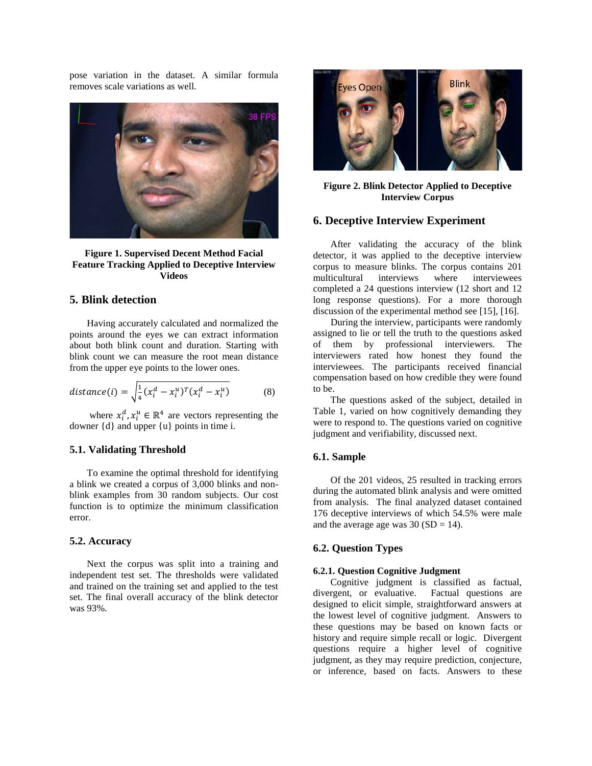pose variation in the dataset. A similar formula removes scale variations as well.

**Figure 1. Supervised Decent Method Facial Feature Tracking Applied to Deceptive Interview Videos**

## 5. Blink detection

Having accurately calculated and normalized the points around the eyes we can extract information about both blink count and duration. Starting with blink count we can measure the root mean distance from the upper eye points to the lower ones.

$$distance(i) = \sqrt{\frac{1}{4}(x_i^d - x_i^u)^T(x_i^d - x_i^u)} \quad (8)$$

where $x_i^d, x_i^u \in \mathbb{R}^4$ are vectors representing the downer {d} and upper {u} points in time i.

### 5.1. Validating Threshold

To examine the optimal threshold for identifying a blink we created a corpus of 3,000 blinks and non-blink examples from 30 random subjects. Our cost function is to optimize the minimum classification error.

### 5.2. Accuracy

Next the corpus was split into a training and independent test set. The thresholds were validated and trained on the training set and applied to the test set. The final overall accuracy of the blink detector was 93%.

**Figure 2. Blink Detector Applied to Deceptive Interview Corpus**

## 6. Deceptive Interview Experiment

After validating the accuracy of the blink detector, it was applied to the deceptive interview corpus to measure blinks. The corpus contains 201 multicultural interviews where interviewees completed a 24 questions interview (12 short and 12 long response questions). For a more thorough discussion of the experimental method see [15], [16].

During the interview, participants were randomly assigned to lie or tell the truth to the questions asked of them by professional interviewers. The interviewers rated how honest they found the interviewees. The participants received financial compensation based on how credible they were found to be.

The questions asked of the subject, detailed in Table 1, varied on how cognitively demanding they were to respond to. The questions varied on cognitive judgment and verifiability, discussed next.

### 6.1. Sample

Of the 201 videos, 25 resulted in tracking errors during the automated blink analysis and were omitted from analysis. The final analyzed dataset contained 176 deceptive interviews of which 54.5% were male and the average age was 30 (SD = 14).

### 6.2. Question Types

#### 6.2.1. Question Cognitive Judgment

Cognitive judgment is classified as factual, divergent, or evaluative. Factual questions are designed to elicit simple, straightforward answers at the lowest level of cognitive judgment. Answers to these questions may be based on known facts or history and require simple recall or logic. Divergent questions require a higher level of cognitive judgment, as they may require prediction, conjecture, or inference, based on facts. Answers to these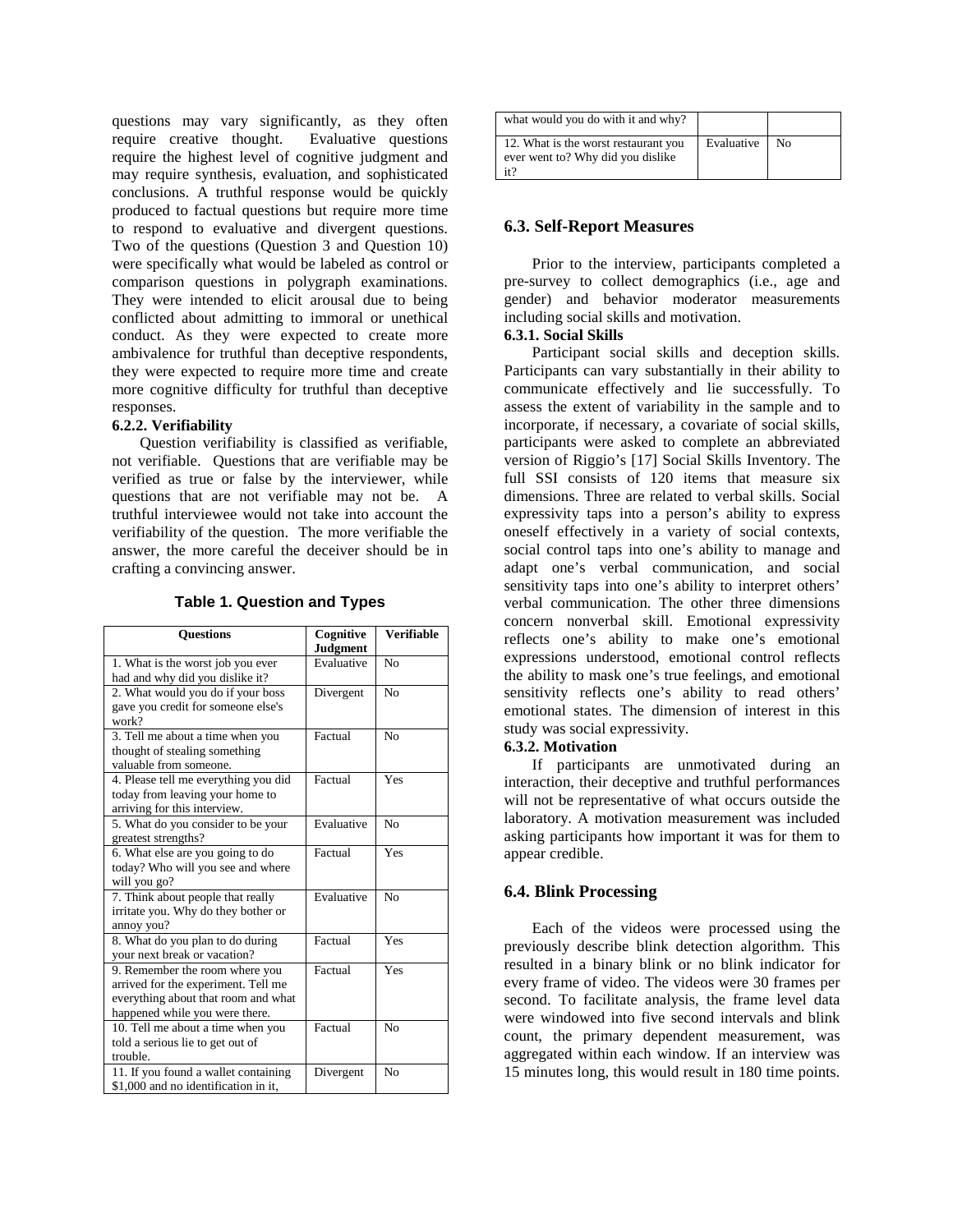questions may vary significantly, as they often require creative thought. Evaluative questions require the highest level of cognitive judgment and may require synthesis, evaluation, and sophisticated conclusions. A truthful response would be quickly produced to factual questions but require more time to respond to evaluative and divergent questions. Two of the questions (Question 3 and Question 10) were specifically what would be labeled as control or comparison questions in polygraph examinations. They were intended to elicit arousal due to being conflicted about admitting to immoral or unethical conduct. As they were expected to create more ambivalence for truthful than deceptive respondents, they were expected to require more time and create more cognitive difficulty for truthful than deceptive responses.

#### 6.2.2. Verifiability

Question verifiability is classified as verifiable, not verifiable. Questions that are verifiable may be verified as true or false by the interviewer, while questions that are not verifiable may not be. A truthful interviewee would not take into account the verifiability of the question. The more verifiable the answer, the more careful the deceiver should be in crafting a convincing answer.

**Table 1. Question and Types**

| Questions | Cognitive Judgment | Verifiable |
|---|---|---|
| 1. What is the worst job you ever had and why did you dislike it? | Evaluative | No |
| 2. What would you do if your boss gave you credit for someone else's work? | Divergent | No |
| 3. Tell me about a time when you thought of stealing something valuable from someone. | Factual | No |
| 4. Please tell me everything you did today from leaving your home to arriving for this interview. | Factual | Yes |
| 5. What do you consider to be your greatest strengths? | Evaluative | No |
| 6. What else are you going to do today? Who will you see and where will you go? | Factual | Yes |
| 7. Think about people that really irritate you. Why do they bother or annoy you? | Evaluative | No |
| 8. What do you plan to do during your next break or vacation? | Factual | Yes |
| 9. Remember the room where you arrived for the experiment. Tell me everything about that room and what happened while you were there. | Factual | Yes |
| 10. Tell me about a time when you told a serious lie to get out of trouble. | Factual | No |
| 11. If you found a wallet containing $1,000 and no identification in it, what would you do with it and why? | Divergent | No |
| 12. What is the worst restaurant you ever went to? Why did you dislike it? | Evaluative | No |

### 6.3. Self-Report Measures

Prior to the interview, participants completed a pre-survey to collect demographics (i.e., age and gender) and behavior moderator measurements including social skills and motivation.

#### 6.3.1. Social Skills

Participant social skills and deception skills. Participants can vary substantially in their ability to communicate effectively and lie successfully. To assess the extent of variability in the sample and to incorporate, if necessary, a covariate of social skills, participants were asked to complete an abbreviated version of Riggio's [17] Social Skills Inventory. The full SSI consists of 120 items that measure six dimensions. Three are related to verbal skills. Social expressivity taps into a person's ability to express oneself effectively in a variety of social contexts, social control taps into one's ability to manage and adapt one's verbal communication, and social sensitivity taps into one's ability to interpret others' verbal communication. The other three dimensions concern nonverbal skill. Emotional expressivity reflects one's ability to make one's emotional expressions understood, emotional control reflects the ability to mask one's true feelings, and emotional sensitivity reflects one's ability to read others' emotional states. The dimension of interest in this study was social expressivity.

#### 6.3.2. Motivation

If participants are unmotivated during an interaction, their deceptive and truthful performances will not be representative of what occurs outside the laboratory. A motivation measurement was included asking participants how important it was for them to appear credible.

### 6.4. Blink Processing

Each of the videos were processed using the previously describe blink detection algorithm. This resulted in a binary blink or no blink indicator for every frame of video. The videos were 30 frames per second. To facilitate analysis, the frame level data were windowed into five second intervals and blink count, the primary dependent measurement, was aggregated within each window. If an interview was 15 minutes long, this would result in 180 time points.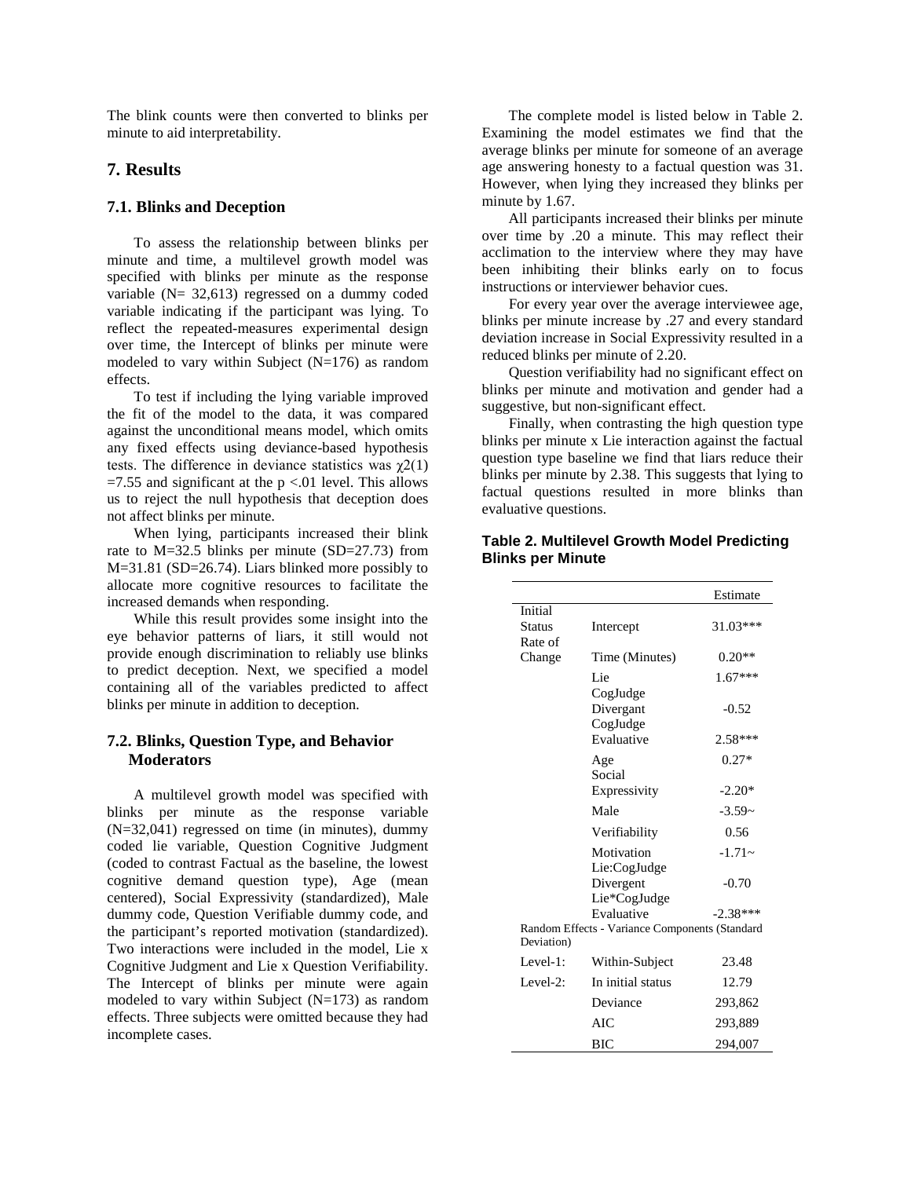The blink counts were then converted to blinks per minute to aid interpretability.

## 7. Results

### 7.1. Blinks and Deception

To assess the relationship between blinks per minute and time, a multilevel growth model was specified with blinks per minute as the response variable (N= 32,613) regressed on a dummy coded variable indicating if the participant was lying. To reflect the repeated-measures experimental design over time, the Intercept of blinks per minute were modeled to vary within Subject (N=176) as random effects.

To test if including the lying variable improved the fit of the model to the data, it was compared against the unconditional means model, which omits any fixed effects using deviance-based hypothesis tests. The difference in deviance statistics was $\chi2(1) = 7.55$ and significant at the $p < .01$ level. This allows us to reject the null hypothesis that deception does not affect blinks per minute.

When lying, participants increased their blink rate to M=32.5 blinks per minute (SD=27.73) from M=31.81 (SD=26.74). Liars blinked more possibly to allocate more cognitive resources to facilitate the increased demands when responding.

While this result provides some insight into the eye behavior patterns of liars, it still would not provide enough discrimination to reliably use blinks to predict deception. Next, we specified a model containing all of the variables predicted to affect blinks per minute in addition to deception.

### 7.2. Blinks, Question Type, and Behavior Moderators

A multilevel growth model was specified with blinks per minute as the response variable (N=32,041) regressed on time (in minutes), dummy coded lie variable, Question Cognitive Judgment (coded to contrast Factual as the baseline, the lowest cognitive demand question type), Age (mean centered), Social Expressivity (standardized), Male dummy code, Question Verifiable dummy code, and the participant's reported motivation (standardized). Two interactions were included in the model, Lie x Cognitive Judgment and Lie x Question Verifiability. The Intercept of blinks per minute were again modeled to vary within Subject (N=173) as random effects. Three subjects were omitted because they had incomplete cases.

The complete model is listed below in Table 2. Examining the model estimates we find that the average blinks per minute for someone of an average age answering honesty to a factual question was 31. However, when lying they increased they blinks per minute by 1.67.

All participants increased their blinks per minute over time by .20 a minute. This may reflect their acclimation to the interview where they may have been inhibiting their blinks early on to focus instructions or interviewer behavior cues.

For every year over the average interviewee age, blinks per minute increase by .27 and every standard deviation increase in Social Expressivity resulted in a reduced blinks per minute of 2.20.

Question verifiability had no significant effect on blinks per minute and motivation and gender had a suggestive, but non-significant effect.

Finally, when contrasting the high question type blinks per minute x Lie interaction against the factual question type baseline we find that liars reduce their blinks per minute by 2.38. This suggests that lying to factual questions resulted in more blinks than evaluative questions.

**Table 2. Multilevel Growth Model Predicting Blinks per Minute**

| | | Estimate |
|---|---|---|
| Initial Status | Intercept | 31.03*** |
| Rate of Change | Time (Minutes) | 0.20** |
| | Lie | 1.67*** |
| | CogJudge Divergant | -0.52 |
| | CogJudge Evaluative | 2.58*** |
| | Age | 0.27* |
| | Social Expressivity | -2.20* |
| | Male | -3.59~ |
| | Verifiability | 0.56 |
| | Motivation | -1.71~ |
| | Lie:CogJudge Divergent | -0.70 |
| | Lie*CogJudge Evaluative | -2.38*** |
| Random Effects - Variance Components (Standard Deviation) | | |
| Level-1: | Within-Subject | 23.48 |
| Level-2: | In initial status | 12.79 |
| | Deviance | 293,862 |
| | AIC | 293,889 |
| | BIC | 294,007 |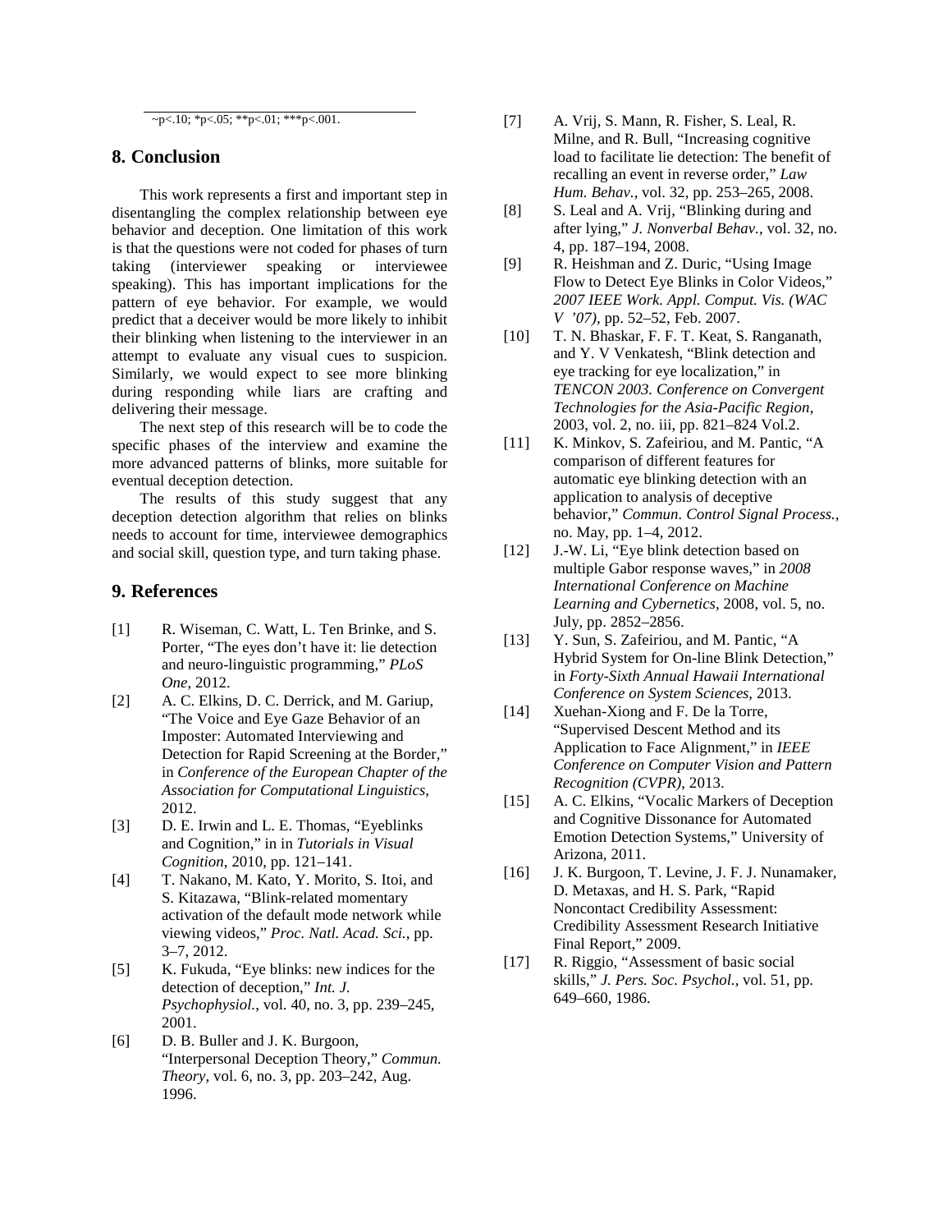~p<.10; *p<.05; **p<.01; ***p<.001.

## 8. Conclusion

This work represents a first and important step in disentangling the complex relationship between eye behavior and deception. One limitation of this work is that the questions were not coded for phases of turn taking (interviewer speaking or interviewee speaking). This has important implications for the pattern of eye behavior. For example, we would predict that a deceiver would be more likely to inhibit their blinking when listening to the interviewer in an attempt to evaluate any visual cues to suspicion. Similarly, we would expect to see more blinking during responding while liars are crafting and delivering their message.

The next step of this research will be to code the specific phases of the interview and examine the more advanced patterns of blinks, more suitable for eventual deception detection.

The results of this study suggest that any deception detection algorithm that relies on blinks needs to account for time, interviewee demographics and social skill, question type, and turn taking phase.

## 9. References

[1] R. Wiseman, C. Watt, L. Ten Brinke, and S. Porter, "The eyes don't have it: lie detection and neuro-linguistic programming," *PLoS One*, 2012.

[2] A. C. Elkins, D. C. Derrick, and M. Gariup, "The Voice and Eye Gaze Behavior of an Imposter: Automated Interviewing and Detection for Rapid Screening at the Border," in *Conference of the European Chapter of the Association for Computational Linguistics*, 2012.

[3] D. E. Irwin and L. E. Thomas, "Eyeblinks and Cognition," in in *Tutorials in Visual Cognition*, 2010, pp. 121–141.

[4] T. Nakano, M. Kato, Y. Morito, S. Itoi, and S. Kitazawa, "Blink-related momentary activation of the default mode network while viewing videos," *Proc. Natl. Acad. Sci.*, pp. 3–7, 2012.

[5] K. Fukuda, "Eye blinks: new indices for the detection of deception," *Int. J. Psychophysiol.*, vol. 40, no. 3, pp. 239–245, 2001.

[6] D. B. Buller and J. K. Burgoon, "Interpersonal Deception Theory," *Commun. Theory*, vol. 6, no. 3, pp. 203–242, Aug. 1996.

[7] A. Vrij, S. Mann, R. Fisher, S. Leal, R. Milne, and R. Bull, "Increasing cognitive load to facilitate lie detection: The benefit of recalling an event in reverse order," *Law Hum. Behav.*, vol. 32, pp. 253–265, 2008.

[8] S. Leal and A. Vrij, "Blinking during and after lying," *J. Nonverbal Behav.*, vol. 32, no. 4, pp. 187–194, 2008.

[9] R. Heishman and Z. Duric, "Using Image Flow to Detect Eye Blinks in Color Videos," *2007 IEEE Work. Appl. Comput. Vis. (WACV '07)*, pp. 52–52, Feb. 2007.

[10] T. N. Bhaskar, F. F. T. Keat, S. Ranganath, and Y. V Venkatesh, "Blink detection and eye tracking for eye localization," in *TENCON 2003. Conference on Convergent Technologies for the Asia-Pacific Region*, 2003, vol. 2, no. iii, pp. 821–824 Vol.2.

[11] K. Minkov, S. Zafeiriou, and M. Pantic, "A comparison of different features for automatic eye blinking detection with an application to analysis of deceptive behavior," *Commun. Control Signal Process.*, no. May, pp. 1–4, 2012.

[12] J.-W. Li, "Eye blink detection based on multiple Gabor response waves," in *2008 International Conference on Machine Learning and Cybernetics*, 2008, vol. 5, no. July, pp. 2852–2856.

[13] Y. Sun, S. Zafeiriou, and M. Pantic, "A Hybrid System for On-line Blink Detection," in *Forty-Sixth Annual Hawaii International Conference on System Sciences*, 2013.

[14] Xuehan-Xiong and F. De la Torre, "Supervised Descent Method and its Application to Face Alignment," in *IEEE Conference on Computer Vision and Pattern Recognition (CVPR)*, 2013.

[15] A. C. Elkins, "Vocalic Markers of Deception and Cognitive Dissonance for Automated Emotion Detection Systems," University of Arizona, 2011.

[16] J. K. Burgoon, T. Levine, J. F. J. Nunamaker, D. Metaxas, and H. S. Park, "Rapid Noncontact Credibility Assessment: Credibility Assessment Research Initiative Final Report," 2009.

[17] R. Riggio, "Assessment of basic social skills," *J. Pers. Soc. Psychol.*, vol. 51, pp. 649–660, 1986.